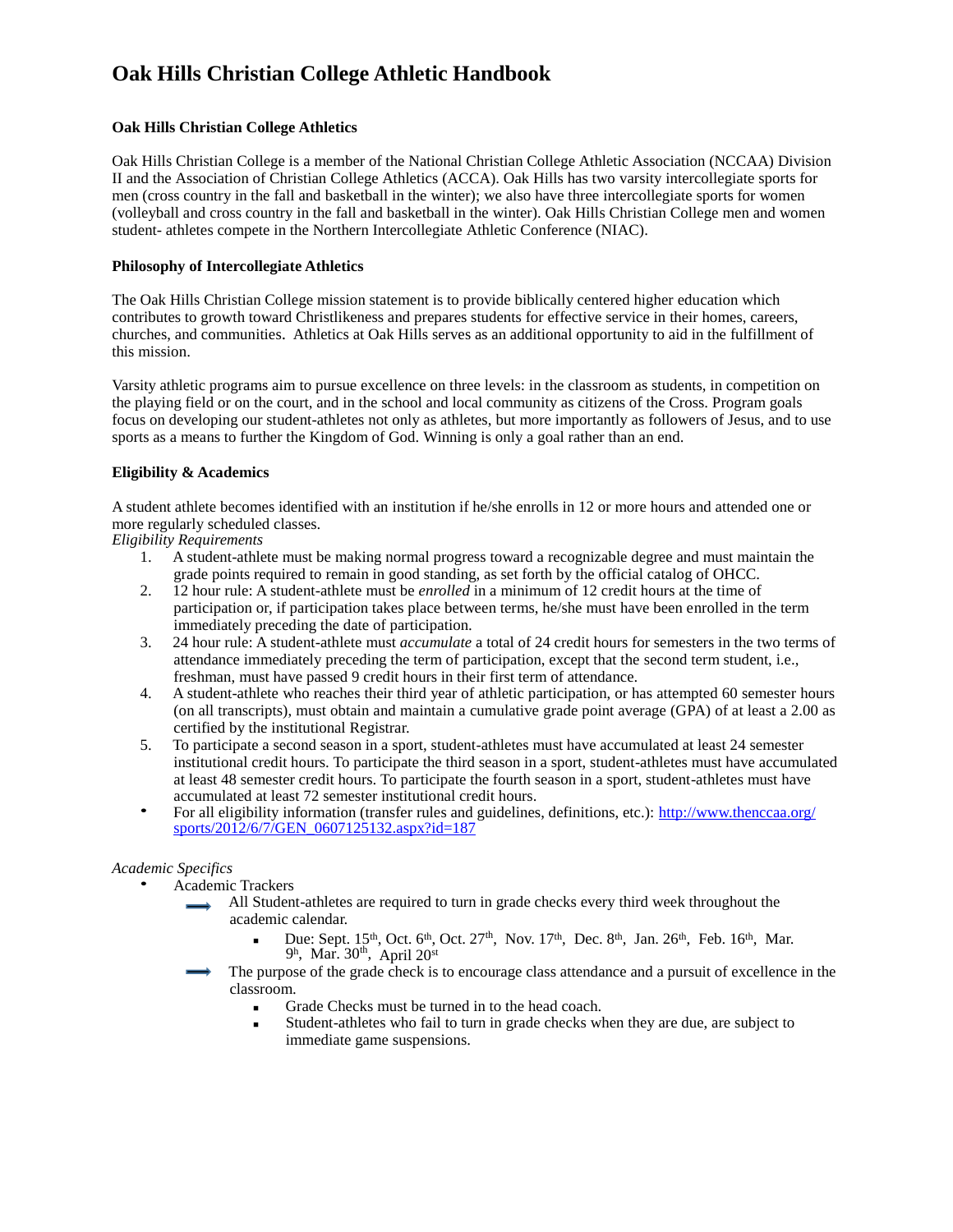# Oak Hills Christian College Athletic Handbook

## Oak Hills Christian College Athletics

Oak Hills Christian College is a member of the National Christian College Athletic Association (NCCAA) Division II and the Association of Christian College Athletics (ACCA). Oak Hills has two varsity intercollegiate sports for men (cross country in the fall and basketball in the winter); we also have three intercollegiate sports for women (volleyball and cross country in the fall and basketball in the winter). Oak Hills Christian College men and women student- athletes compete in the Northern Intercollegiate Athletic Conference (NIAC).

## Philosophy of Intercollegiate Athletics

The Oak Hills Christian College mission statement is to provide biblically centered higher education which contributes to growth toward Christlikeness and prepares students for effective service in their homes, careers, churches, and communities. Athletics at Oak Hills serves as an additional opportunity to aid in the fulfillment of this mission.

Varsity athletic programs aim to pursue excellence on three levels: in the classroom as students, in competition on the playing field or on the court, and in the school and local community as citizens of the Cross. Program goals focus on developing our student-athletes not only as athletes, but more importantly as followers of Jesus, and to use sports as a means to further the Kingdom of God. Winning is only a goal rather than an end.

## Eligibility & Academics

A student athlete becomes identified with an institution if he/she enrolls in 12 or more hours and attended one or more regularly scheduled classes.

*Eligibility Requirements*

1. A student-athlete must be making normal progress toward a recognizable degree and must maintain the grade points required to remain in good standing, as set forth by the official catalog of OHCC.
2. 12 hour rule: A student-athlete must be *enrolled* in a minimum of 12 credit hours at the time of participation or, if participation takes place between terms, he/she must have been enrolled in the term immediately preceding the date of participation.
3. 24 hour rule: A student-athlete must *accumulate* a total of 24 credit hours for semesters in the two terms of attendance immediately preceding the term of participation, except that the second term student, i.e., freshman, must have passed 9 credit hours in their first term of attendance.
4. A student-athlete who reaches their third year of athletic participation, or has attempted 60 semester hours (on all transcripts), must obtain and maintain a cumulative grade point average (GPA) of at least a 2.00 as certified by the institutional Registrar.
5. To participate a second season in a sport, student-athletes must have accumulated at least 24 semester institutional credit hours. To participate the third season in a sport, student-athletes must have accumulated at least 48 semester credit hours. To participate the fourth season in a sport, student-athletes must have accumulated at least 72 semester institutional credit hours.

- For all eligibility information (transfer rules and guidelines, definitions, etc.): [http://www.thenccaa.org/sports/2012/6/7/GEN_0607125132.aspx?id=187](http://www.thenccaa.org/sports/2012/6/7/GEN_0607125132.aspx?id=187)

*Academic Specifics*

- Academic Trackers
  - All Student-athletes are required to turn in grade checks every third week throughout the academic calendar.
    - Due: Sept. 15th, Oct. 6th, Oct. 27th, Nov. 17th, Dec. 8th, Jan. 26th, Feb. 16th, Mar. 9th, Mar. 30th, April 20st
  - The purpose of the grade check is to encourage class attendance and a pursuit of excellence in the classroom.
    - Grade Checks must be turned in to the head coach.
    - Student-athletes who fail to turn in grade checks when they are due, are subject to immediate game suspensions.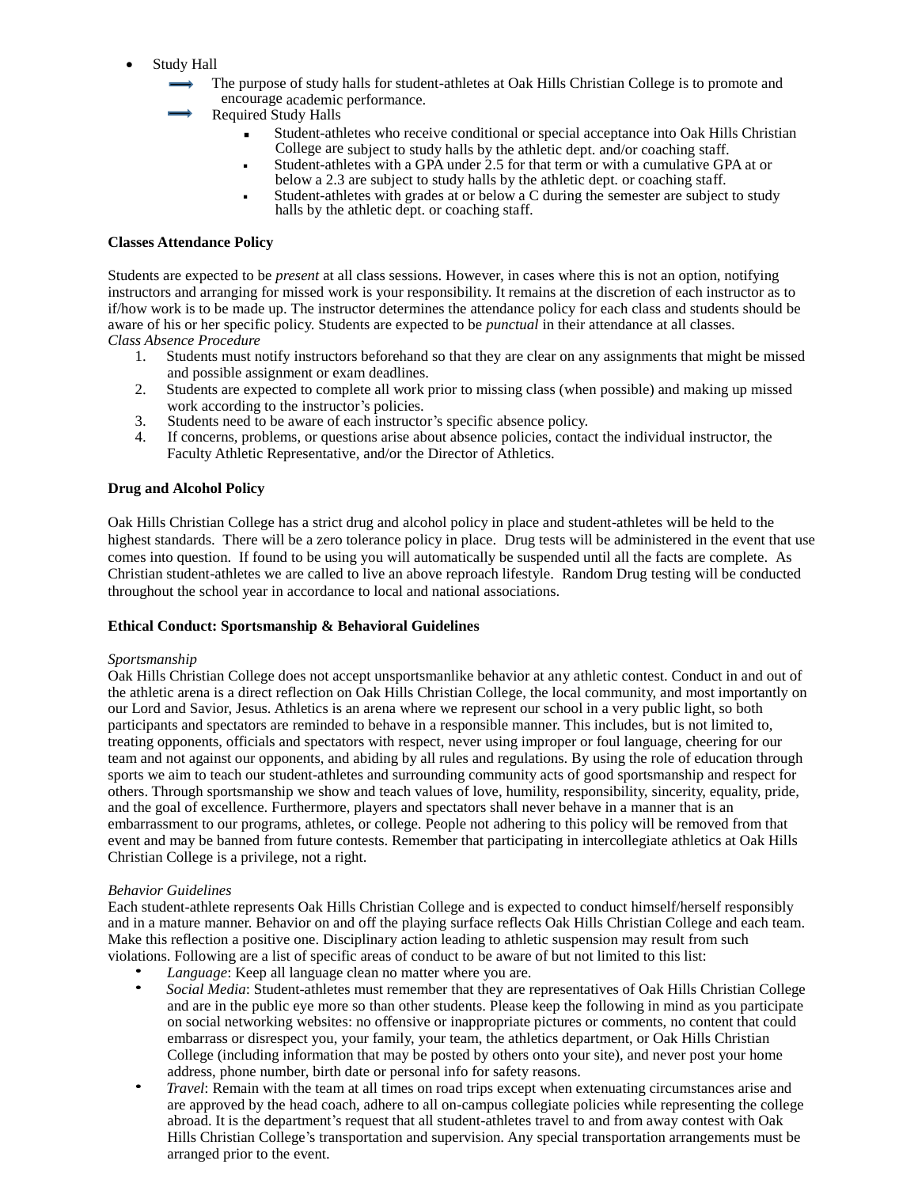- Study Hall
  - The purpose of study halls for student-athletes at Oak Hills Christian College is to promote and encourage academic performance.
  - Required Study Halls
    - Student-athletes who receive conditional or special acceptance into Oak Hills Christian College are subject to study halls by the athletic dept. and/or coaching staff.
    - Student-athletes with a GPA under 2.5 for that term or with a cumulative GPA at or below a 2.3 are subject to study halls by the athletic dept. or coaching staff.
    - Student-athletes with grades at or below a C during the semester are subject to study halls by the athletic dept. or coaching staff.

**Classes Attendance Policy**

Students are expected to be *present* at all class sessions. However, in cases where this is not an option, notifying instructors and arranging for missed work is your responsibility. It remains at the discretion of each instructor as to if/how work is to be made up. The instructor determines the attendance policy for each class and students should be aware of his or her specific policy. Students are expected to be *punctual* in their attendance at all classes.
*Class Absence Procedure*

1. Students must notify instructors beforehand so that they are clear on any assignments that might be missed and possible assignment or exam deadlines.
2. Students are expected to complete all work prior to missing class (when possible) and making up missed work according to the instructor's policies.
3. Students need to be aware of each instructor's specific absence policy.
4. If concerns, problems, or questions arise about absence policies, contact the individual instructor, the Faculty Athletic Representative, and/or the Director of Athletics.

**Drug and Alcohol Policy**

Oak Hills Christian College has a strict drug and alcohol policy in place and student-athletes will be held to the highest standards. There will be a zero tolerance policy in place. Drug tests will be administered in the event that use comes into question. If found to be using you will automatically be suspended until all the facts are complete. As Christian student-athletes we are called to live an above reproach lifestyle. Random Drug testing will be conducted throughout the school year in accordance to local and national associations.

**Ethical Conduct: Sportsmanship & Behavioral Guidelines**

*Sportsmanship*
Oak Hills Christian College does not accept unsportsmanlike behavior at any athletic contest. Conduct in and out of the athletic arena is a direct reflection on Oak Hills Christian College, the local community, and most importantly on our Lord and Savior, Jesus. Athletics is an arena where we represent our school in a very public light, so both participants and spectators are reminded to behave in a responsible manner. This includes, but is not limited to, treating opponents, officials and spectators with respect, never using improper or foul language, cheering for our team and not against our opponents, and abiding by all rules and regulations. By using the role of education through sports we aim to teach our student-athletes and surrounding community acts of good sportsmanship and respect for others. Through sportsmanship we show and teach values of love, humility, responsibility, sincerity, equality, pride, and the goal of excellence. Furthermore, players and spectators shall never behave in a manner that is an embarrassment to our programs, athletes, or college. People not adhering to this policy will be removed from that event and may be banned from future contests. Remember that participating in intercollegiate athletics at Oak Hills Christian College is a privilege, not a right.

*Behavior Guidelines*
Each student-athlete represents Oak Hills Christian College and is expected to conduct himself/herself responsibly and in a mature manner. Behavior on and off the playing surface reflects Oak Hills Christian College and each team. Make this reflection a positive one. Disciplinary action leading to athletic suspension may result from such violations. Following are a list of specific areas of conduct to be aware of but not limited to this list:

- *Language*: Keep all language clean no matter where you are.
- *Social Media*: Student-athletes must remember that they are representatives of Oak Hills Christian College and are in the public eye more so than other students. Please keep the following in mind as you participate on social networking websites: no offensive or inappropriate pictures or comments, no content that could embarrass or disrespect you, your family, your team, the athletics department, or Oak Hills Christian College (including information that may be posted by others onto your site), and never post your home address, phone number, birth date or personal info for safety reasons.
- *Travel*: Remain with the team at all times on road trips except when extenuating circumstances arise and are approved by the head coach, adhere to all on-campus collegiate policies while representing the college abroad. It is the department's request that all student-athletes travel to and from away contest with Oak Hills Christian College's transportation and supervision. Any special transportation arrangements must be arranged prior to the event.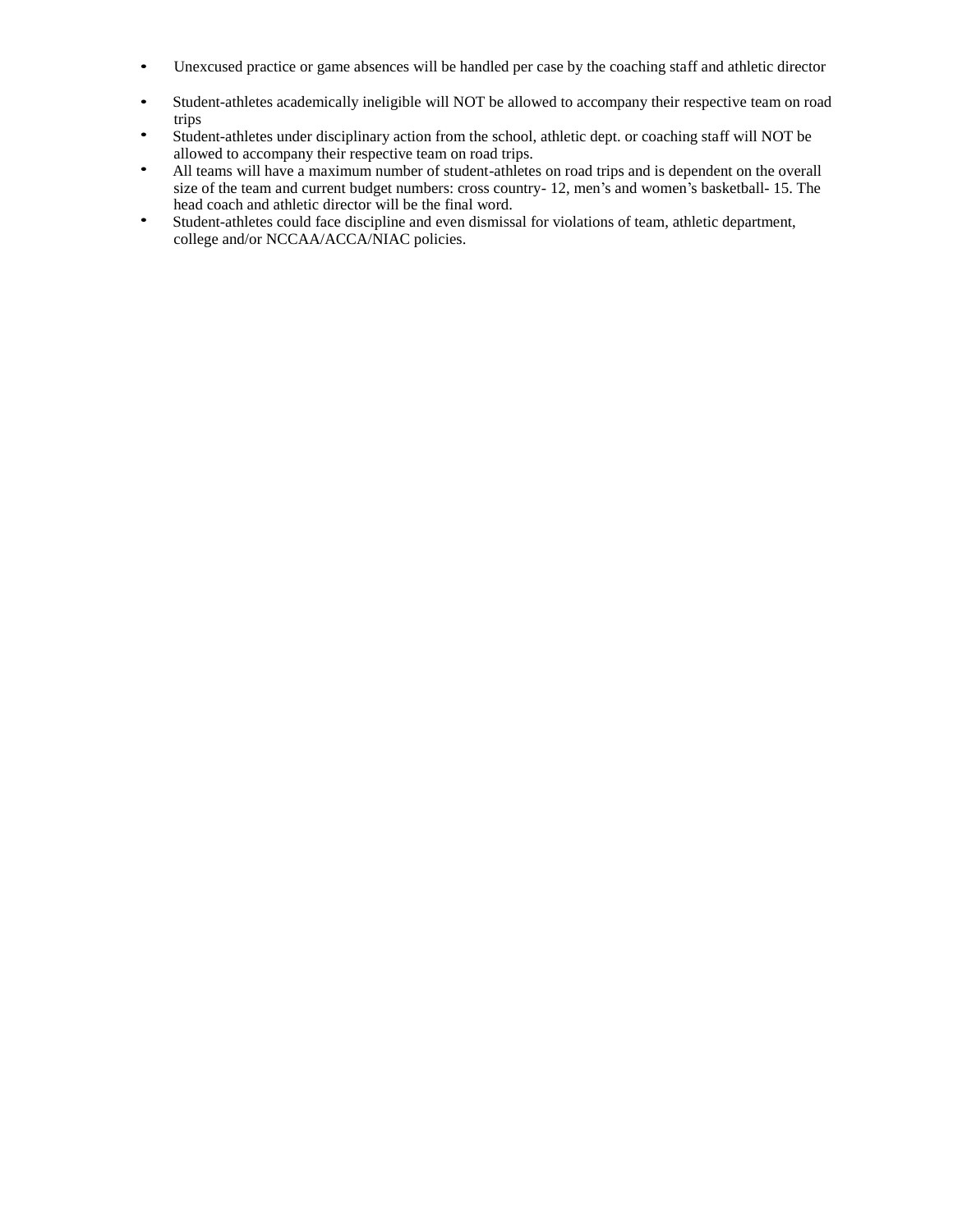- Unexcused practice or game absences will be handled per case by the coaching staff and athletic director

- Student-athletes academically ineligible will NOT be allowed to accompany their respective team on road trips
- Student-athletes under disciplinary action from the school, athletic dept. or coaching staff will NOT be allowed to accompany their respective team on road trips.
- All teams will have a maximum number of student-athletes on road trips and is dependent on the overall size of the team and current budget numbers: cross country- 12, men's and women's basketball- 15. The head coach and athletic director will be the final word.
- Student-athletes could face discipline and even dismissal for violations of team, athletic department, college and/or NCCAA/ACCA/NIAC policies.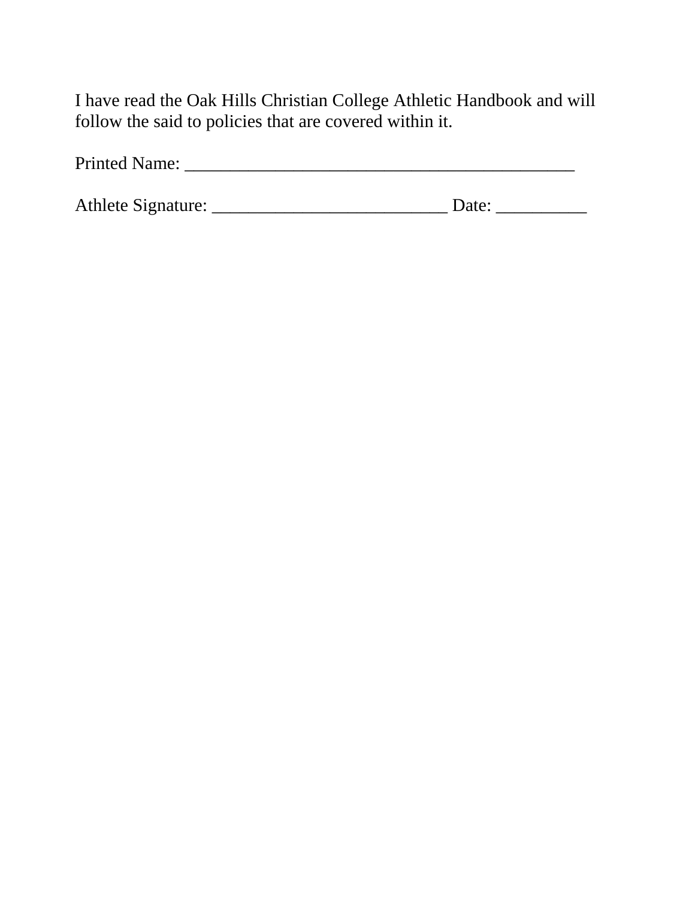I have read the Oak Hills Christian College Athletic Handbook and will follow the said to policies that are covered within it.

Printed Name: _____________________________________________

Athlete Signature: ___________________________ Date: __________